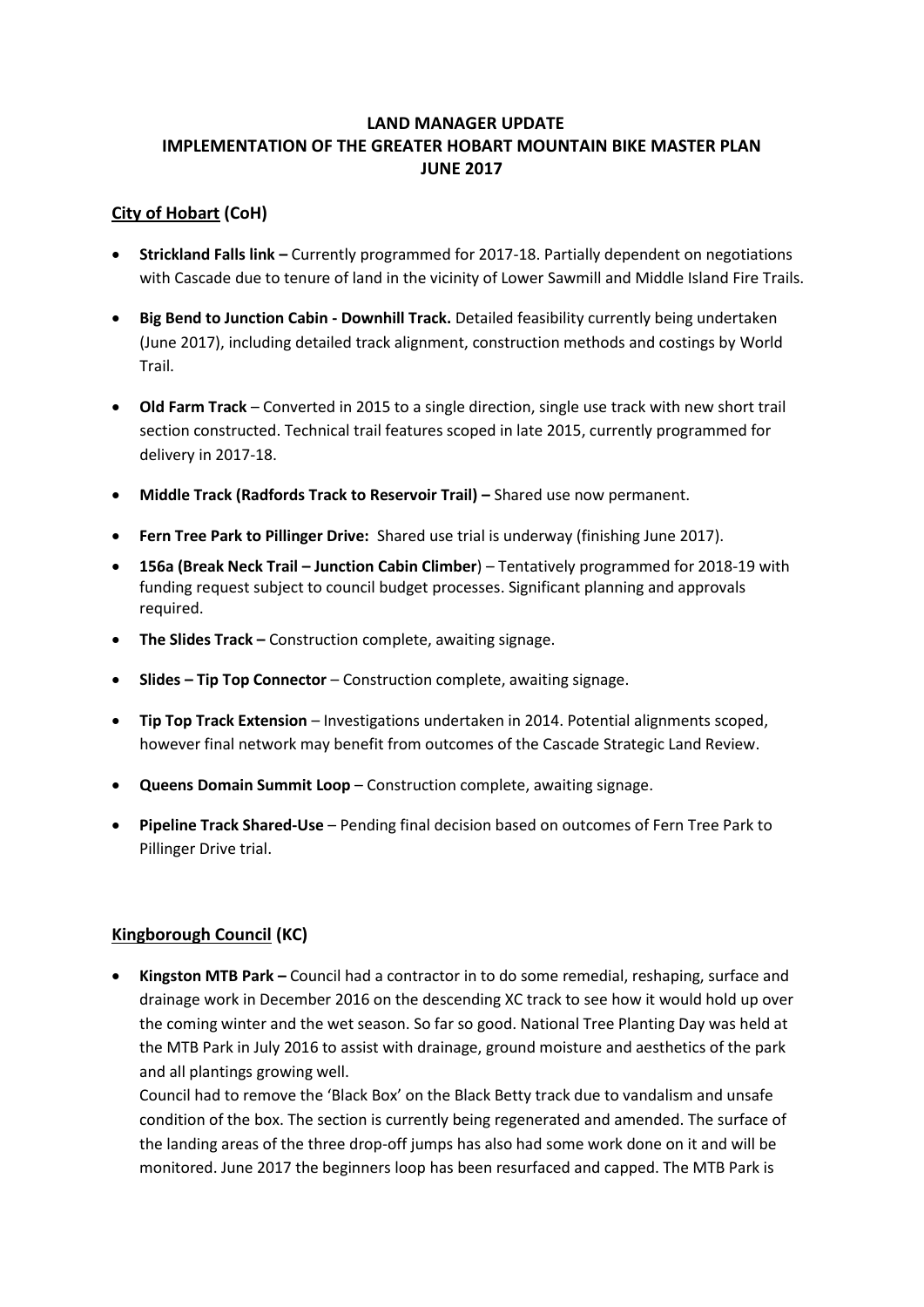**LAND MANAGER UPDATE**
**IMPLEMENTATION OF THE GREATER HOBART MOUNTAIN BIKE MASTER PLAN**
**JUNE 2017**

## City of Hobart (CoH)

- **Strickland Falls link –** Currently programmed for 2017-18. Partially dependent on negotiations with Cascade due to tenure of land in the vicinity of Lower Sawmill and Middle Island Fire Trails.
- **Big Bend to Junction Cabin - Downhill Track.** Detailed feasibility currently being undertaken (June 2017), including detailed track alignment, construction methods and costings by World Trail.
- **Old Farm Track** – Converted in 2015 to a single direction, single use track with new short trail section constructed. Technical trail features scoped in late 2015, currently programmed for delivery in 2017-18.
- **Middle Track (Radfords Track to Reservoir Trail) –** Shared use now permanent.
- **Fern Tree Park to Pillinger Drive:** Shared use trial is underway (finishing June 2017).
- **156a (Break Neck Trail – Junction Cabin Climber**) – Tentatively programmed for 2018-19 with funding request subject to council budget processes. Significant planning and approvals required.
- **The Slides Track –** Construction complete, awaiting signage.
- **Slides – Tip Top Connector** – Construction complete, awaiting signage.
- **Tip Top Track Extension** – Investigations undertaken in 2014. Potential alignments scoped, however final network may benefit from outcomes of the Cascade Strategic Land Review.
- **Queens Domain Summit Loop** – Construction complete, awaiting signage.
- **Pipeline Track Shared-Use** – Pending final decision based on outcomes of Fern Tree Park to Pillinger Drive trial.

## Kingborough Council (KC)

- **Kingston MTB Park –** Council had a contractor in to do some remedial, reshaping, surface and drainage work in December 2016 on the descending XC track to see how it would hold up over the coming winter and the wet season. So far so good. National Tree Planting Day was held at the MTB Park in July 2016 to assist with drainage, ground moisture and aesthetics of the park and all plantings growing well.
  Council had to remove the 'Black Box' on the Black Betty track due to vandalism and unsafe condition of the box. The section is currently being regenerated and amended. The surface of the landing areas of the three drop-off jumps has also had some work done on it and will be monitored. June 2017 the beginners loop has been resurfaced and capped. The MTB Park is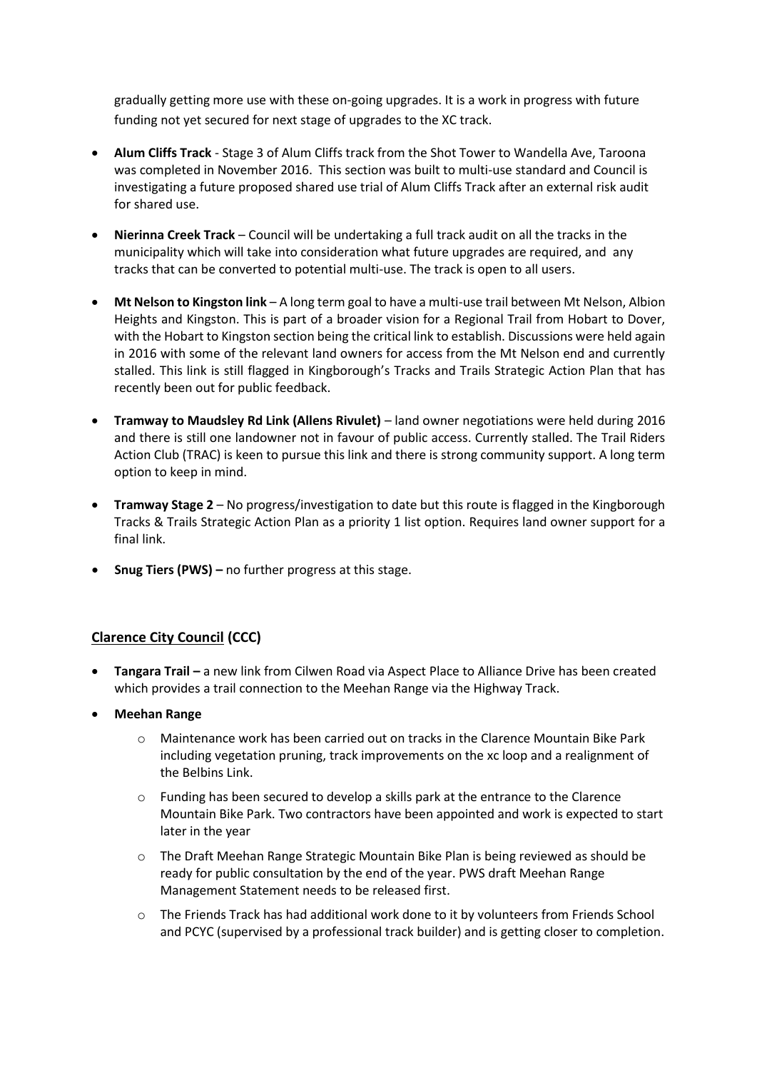gradually getting more use with these on-going upgrades. It is a work in progress with future funding not yet secured for next stage of upgrades to the XC track.

- **Alum Cliffs Track** - Stage 3 of Alum Cliffs track from the Shot Tower to Wandella Ave, Taroona was completed in November 2016. This section was built to multi-use standard and Council is investigating a future proposed shared use trial of Alum Cliffs Track after an external risk audit for shared use.

- **Nierinna Creek Track** – Council will be undertaking a full track audit on all the tracks in the municipality which will take into consideration what future upgrades are required, and any tracks that can be converted to potential multi-use. The track is open to all users.

- **Mt Nelson to Kingston link** – A long term goal to have a multi-use trail between Mt Nelson, Albion Heights and Kingston. This is part of a broader vision for a Regional Trail from Hobart to Dover, with the Hobart to Kingston section being the critical link to establish. Discussions were held again in 2016 with some of the relevant land owners for access from the Mt Nelson end and currently stalled. This link is still flagged in Kingborough's Tracks and Trails Strategic Action Plan that has recently been out for public feedback.

- **Tramway to Maudsley Rd Link (Allens Rivulet)** – land owner negotiations were held during 2016 and there is still one landowner not in favour of public access. Currently stalled. The Trail Riders Action Club (TRAC) is keen to pursue this link and there is strong community support. A long term option to keep in mind.

- **Tramway Stage 2** – No progress/investigation to date but this route is flagged in the Kingborough Tracks & Trails Strategic Action Plan as a priority 1 list option. Requires land owner support for a final link.

- **Snug Tiers (PWS) –** no further progress at this stage.

## Clarence City Council (CCC)

- **Tangara Trail –** a new link from Cilwen Road via Aspect Place to Alliance Drive has been created which provides a trail connection to the Meehan Range via the Highway Track.
- **Meehan Range**
  - Maintenance work has been carried out on tracks in the Clarence Mountain Bike Park including vegetation pruning, track improvements on the xc loop and a realignment of the Belbins Link.
  - Funding has been secured to develop a skills park at the entrance to the Clarence Mountain Bike Park. Two contractors have been appointed and work is expected to start later in the year
  - The Draft Meehan Range Strategic Mountain Bike Plan is being reviewed as should be ready for public consultation by the end of the year. PWS draft Meehan Range Management Statement needs to be released first.
  - The Friends Track has had additional work done to it by volunteers from Friends School and PCYC (supervised by a professional track builder) and is getting closer to completion.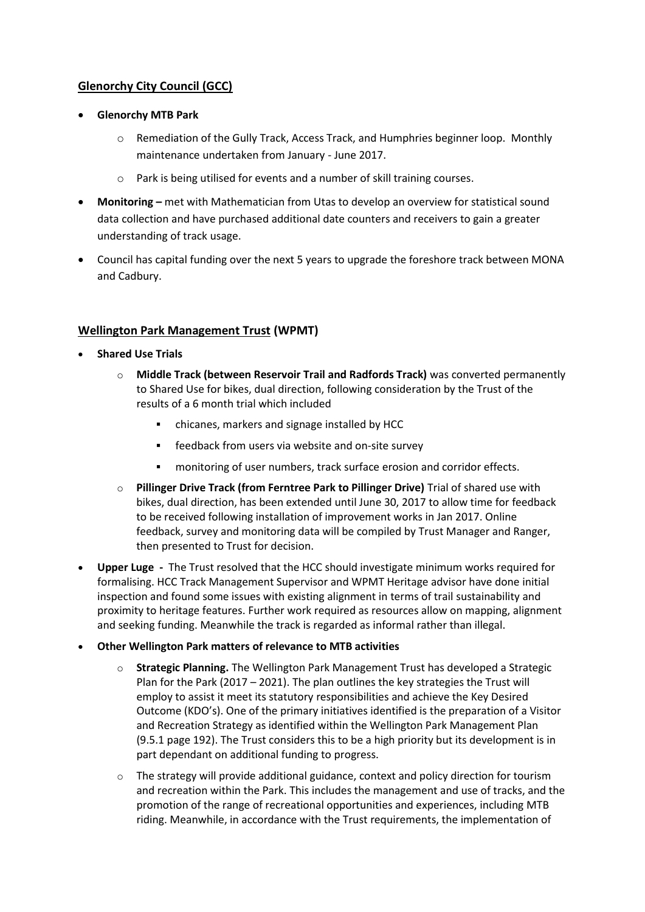## Glenorchy City Council (GCC)

- **Glenorchy MTB Park**
  - Remediation of the Gully Track, Access Track, and Humphries beginner loop. Monthly maintenance undertaken from January - June 2017.
  - Park is being utilised for events and a number of skill training courses.
- **Monitoring –** met with Mathematician from Utas to develop an overview for statistical sound data collection and have purchased additional date counters and receivers to gain a greater understanding of track usage.
- Council has capital funding over the next 5 years to upgrade the foreshore track between MONA and Cadbury.

## Wellington Park Management Trust (WPMT)

- **Shared Use Trials**
  - **Middle Track (between Reservoir Trail and Radfords Track)** was converted permanently to Shared Use for bikes, dual direction, following consideration by the Trust of the results of a 6 month trial which included
    - chicanes, markers and signage installed by HCC
    - feedback from users via website and on-site survey
    - monitoring of user numbers, track surface erosion and corridor effects.
  - **Pillinger Drive Track (from Ferntree Park to Pillinger Drive)** Trial of shared use with bikes, dual direction, has been extended until June 30, 2017 to allow time for feedback to be received following installation of improvement works in Jan 2017. Online feedback, survey and monitoring data will be compiled by Trust Manager and Ranger, then presented to Trust for decision.
- **Upper Luge -** The Trust resolved that the HCC should investigate minimum works required for formalising. HCC Track Management Supervisor and WPMT Heritage advisor have done initial inspection and found some issues with existing alignment in terms of trail sustainability and proximity to heritage features. Further work required as resources allow on mapping, alignment and seeking funding. Meanwhile the track is regarded as informal rather than illegal.
- **Other Wellington Park matters of relevance to MTB activities**
  - **Strategic Planning.** The Wellington Park Management Trust has developed a Strategic Plan for the Park (2017 – 2021). The plan outlines the key strategies the Trust will employ to assist it meet its statutory responsibilities and achieve the Key Desired Outcome (KDO's). One of the primary initiatives identified is the preparation of a Visitor and Recreation Strategy as identified within the Wellington Park Management Plan (9.5.1 page 192). The Trust considers this to be a high priority but its development is in part dependant on additional funding to progress.
  - The strategy will provide additional guidance, context and policy direction for tourism and recreation within the Park. This includes the management and use of tracks, and the promotion of the range of recreational opportunities and experiences, including MTB riding. Meanwhile, in accordance with the Trust requirements, the implementation of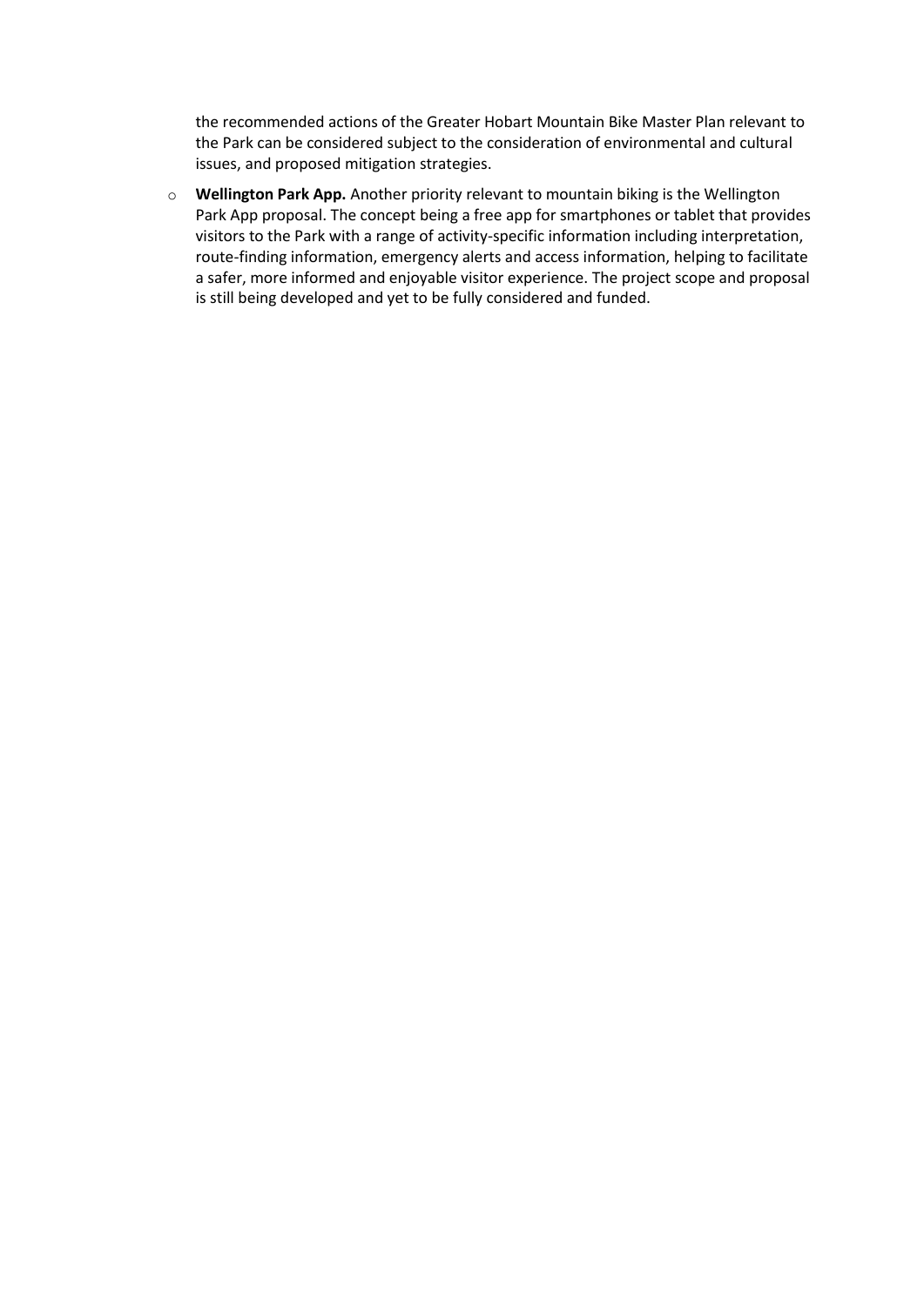the recommended actions of the Greater Hobart Mountain Bike Master Plan relevant to the Park can be considered subject to the consideration of environmental and cultural issues, and proposed mitigation strategies.

- **Wellington Park App.** Another priority relevant to mountain biking is the Wellington Park App proposal. The concept being a free app for smartphones or tablet that provides visitors to the Park with a range of activity-specific information including interpretation, route-finding information, emergency alerts and access information, helping to facilitate a safer, more informed and enjoyable visitor experience. The project scope and proposal is still being developed and yet to be fully considered and funded.